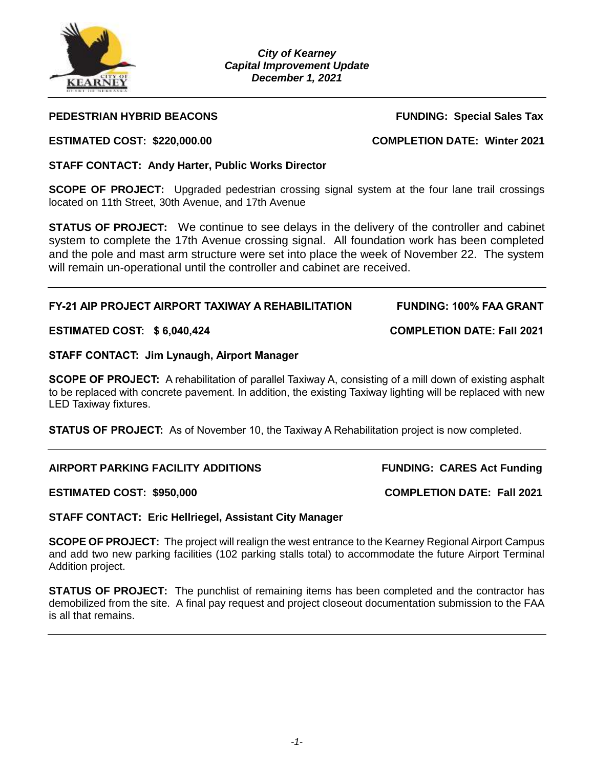*City of Kearney*
*Capital Improvement Update*
*December 1, 2021*

---

**PEDESTRIAN HYBRID BEACONS** **FUNDING: Special Sales Tax**

**ESTIMATED COST: $220,000.00** **COMPLETION DATE: Winter 2021**

**STAFF CONTACT: Andy Harter, Public Works Director**

**SCOPE OF PROJECT:** Upgraded pedestrian crossing signal system at the four lane trail crossings located on 11th Street, 30th Avenue, and 17th Avenue

**STATUS OF PROJECT:** We continue to see delays in the delivery of the controller and cabinet system to complete the 17th Avenue crossing signal. All foundation work has been completed and the pole and mast arm structure were set into place the week of November 22. The system will remain un-operational until the controller and cabinet are received.

---

**FY-21 AIP PROJECT AIRPORT TAXIWAY A REHABILITATION** **FUNDING: 100% FAA GRANT**

**ESTIMATED COST: $ 6,040,424** **COMPLETION DATE: Fall 2021**

**STAFF CONTACT: Jim Lynaugh, Airport Manager**

**SCOPE OF PROJECT:** A rehabilitation of parallel Taxiway A, consisting of a mill down of existing asphalt to be replaced with concrete pavement. In addition, the existing Taxiway lighting will be replaced with new LED Taxiway fixtures.

**STATUS OF PROJECT:** As of November 10, the Taxiway A Rehabilitation project is now completed.

---

**AIRPORT PARKING FACILITY ADDITIONS** **FUNDING: CARES Act Funding**

**ESTIMATED COST: $950,000** **COMPLETION DATE: Fall 2021**

**STAFF CONTACT: Eric Hellriegel, Assistant City Manager**

**SCOPE OF PROJECT:** The project will realign the west entrance to the Kearney Regional Airport Campus and add two new parking facilities (102 parking stalls total) to accommodate the future Airport Terminal Addition project.

**STATUS OF PROJECT:** The punchlist of remaining items has been completed and the contractor has demobilized from the site. A final pay request and project closeout documentation submission to the FAA is all that remains.

---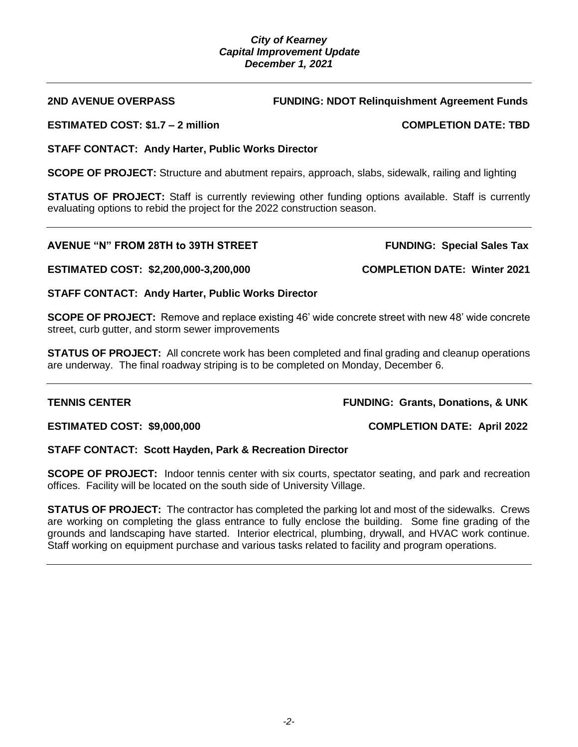***City of Kearney***
***Capital Improvement Update***
***December 1, 2021***

---

**2ND AVENUE OVERPASS** **FUNDING: NDOT Relinquishment Agreement Funds**

**ESTIMATED COST: $1.7 – 2 million** **COMPLETION DATE: TBD**

**STAFF CONTACT: Andy Harter, Public Works Director**

**SCOPE OF PROJECT:** Structure and abutment repairs, approach, slabs, sidewalk, railing and lighting

**STATUS OF PROJECT:** Staff is currently reviewing other funding options available. Staff is currently evaluating options to rebid the project for the 2022 construction season.

---

**AVENUE "N" FROM 28TH to 39TH STREET** **FUNDING: Special Sales Tax**

**ESTIMATED COST: $2,200,000-3,200,000** **COMPLETION DATE: Winter 2021**

**STAFF CONTACT: Andy Harter, Public Works Director**

**SCOPE OF PROJECT:** Remove and replace existing 46' wide concrete street with new 48' wide concrete street, curb gutter, and storm sewer improvements

**STATUS OF PROJECT:** All concrete work has been completed and final grading and cleanup operations are underway. The final roadway striping is to be completed on Monday, December 6.

---

**TENNIS CENTER** **FUNDING: Grants, Donations, & UNK**

**ESTIMATED COST: $9,000,000** **COMPLETION DATE: April 2022**

**STAFF CONTACT: Scott Hayden, Park & Recreation Director**

**SCOPE OF PROJECT:** Indoor tennis center with six courts, spectator seating, and park and recreation offices. Facility will be located on the south side of University Village.

**STATUS OF PROJECT:** The contractor has completed the parking lot and most of the sidewalks. Crews are working on completing the glass entrance to fully enclose the building. Some fine grading of the grounds and landscaping have started. Interior electrical, plumbing, drywall, and HVAC work continue. Staff working on equipment purchase and various tasks related to facility and program operations.

---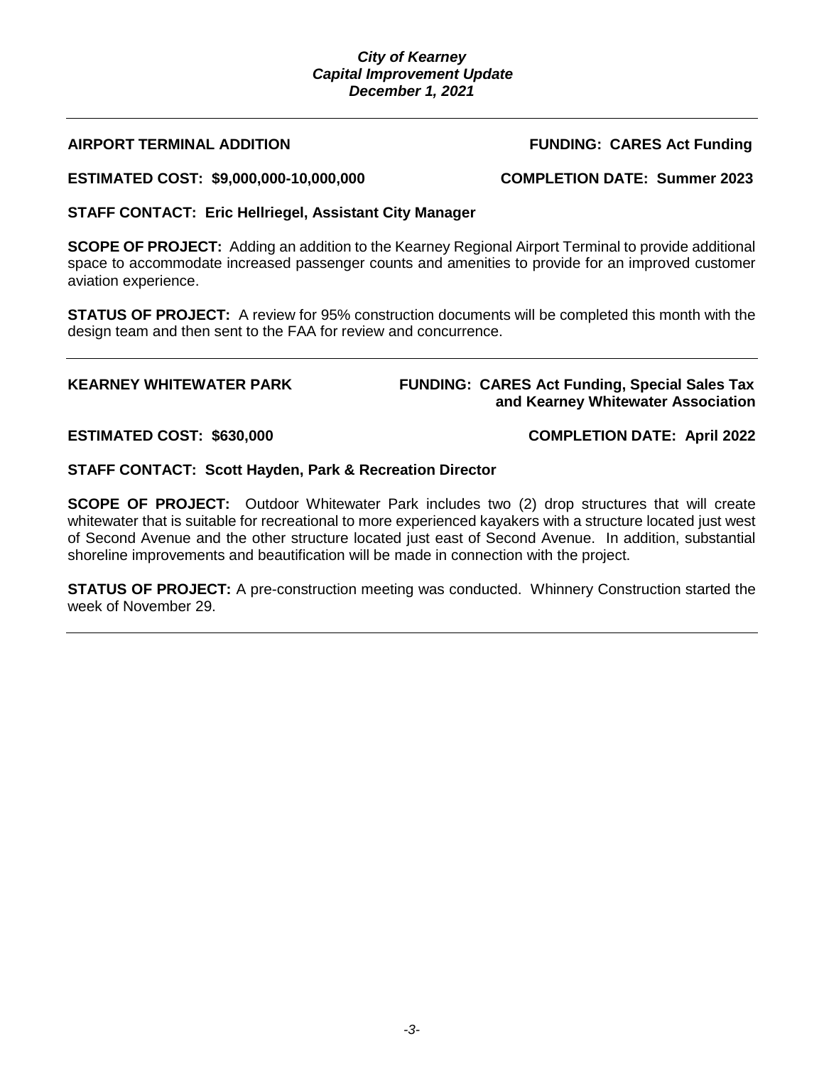*City of Kearney*
*Capital Improvement Update*
*December 1, 2021*

---

**AIRPORT TERMINAL ADDITION** **FUNDING: CARES Act Funding**

**ESTIMATED COST: $9,000,000-10,000,000** **COMPLETION DATE: Summer 2023**

**STAFF CONTACT: Eric Hellriegel, Assistant City Manager**

**SCOPE OF PROJECT:** Adding an addition to the Kearney Regional Airport Terminal to provide additional space to accommodate increased passenger counts and amenities to provide for an improved customer aviation experience.

**STATUS OF PROJECT:** A review for 95% construction documents will be completed this month with the design team and then sent to the FAA for review and concurrence.

---

**KEARNEY WHITEWATER PARK** **FUNDING: CARES Act Funding, Special Sales Tax and Kearney Whitewater Association**

**ESTIMATED COST: $630,000** **COMPLETION DATE: April 2022**

**STAFF CONTACT: Scott Hayden, Park & Recreation Director**

**SCOPE OF PROJECT:** Outdoor Whitewater Park includes two (2) drop structures that will create whitewater that is suitable for recreational to more experienced kayakers with a structure located just west of Second Avenue and the other structure located just east of Second Avenue. In addition, substantial shoreline improvements and beautification will be made in connection with the project.

**STATUS OF PROJECT:** A pre-construction meeting was conducted. Whinnery Construction started the week of November 29.

---